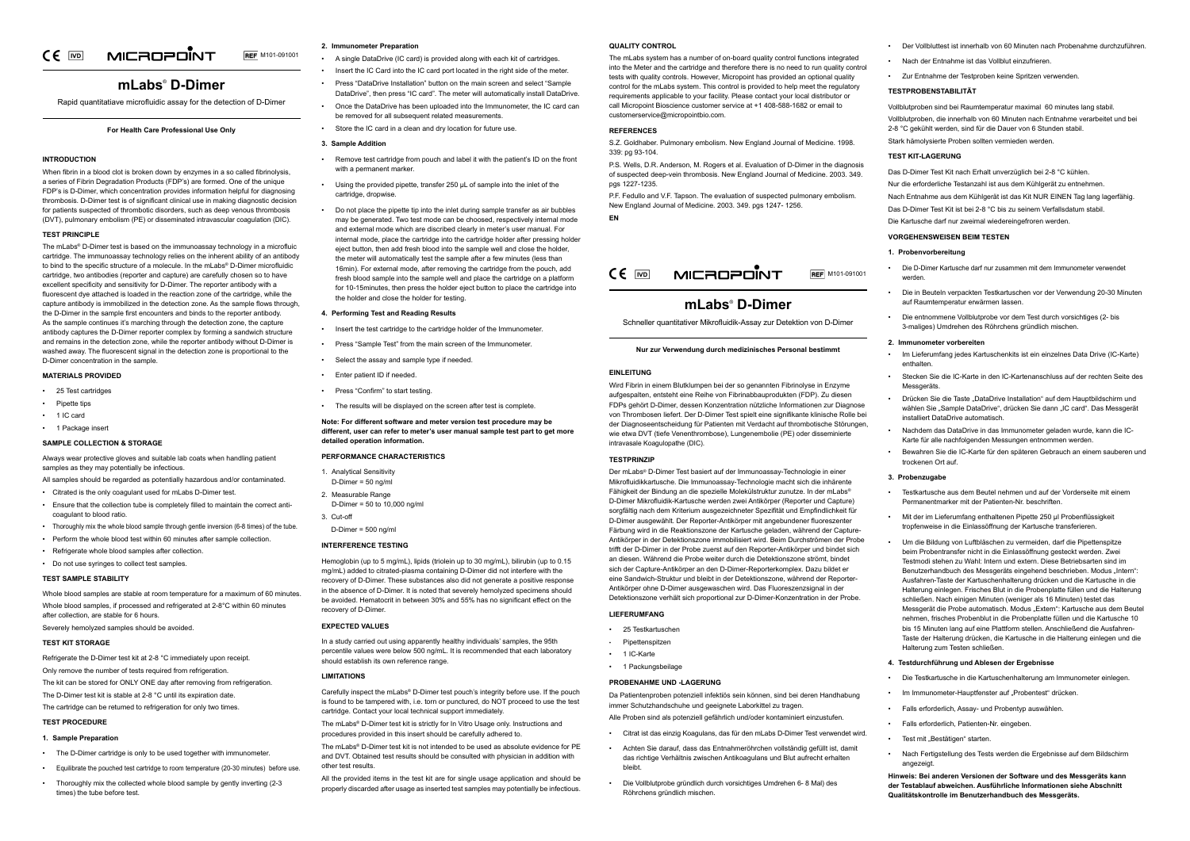CE IVD MICROPOINT REF M101-091001

# mLabs® D-Dimer

Rapid quantitatiave microfluidic assay for the detection of D-Dimer

**For Health Care Professional Use Only**

## INTRODUCTION

When fibrin in a blood clot is broken down by enzymes in a so called fibrinolysis, a series of Fibrin Degradation Products (FDP's) are formed. One of the unique FDP's is D-Dimer, which concentration provides information helpful for diagnosing thrombosis. D-Dimer test is of significant clinical use in making diagnostic decision for patients suspected of thrombotic disorders, such as deep venous thrombosis (DVT), pulmonary embolism (PE) or disseminated intravascular coagulation (DIC).

## TEST PRINCIPLE

The mLabs® D-Dimer test is based on the immunoassay technology in a microfluic cartridge. The immunoassay technology relies on the inherent ability of an antibody to bind to the specific structure of a molecule. In the mLabs® D-Dimer microfluidic cartridge, two antibodies (reporter and capture) are carefully chosen so to have excellent specificity and sensitivity for D-Dimer. The reporter antibody with a fluorescent dye attached is loaded in the reaction zone of the cartridge, while the capture antibody is immobilized in the detection zone. As the sample flows through, the D-Dimer in the sample first encounters and binds to the reporter antibody. As the sample continues it's marching through the detection zone, the capture antibody captures the D-Dimer reporter complex by forming a sandwich structure and remains in the detection zone, while the reporter antibody without D-Dimer is washed away. The fluorescent signal in the detection zone is proportional to the D-Dimer concentration in the sample.

## MATERIALS PROVIDED

- 25 Test cartridges
- Pipette tips
- 1 IC card
- 1 Package insert

## SAMPLE COLLECTION & STORAGE

Always wear protective gloves and suitable lab coats when handling patient samples as they may potentially be infectious.

All samples should be regarded as potentially hazardous and/or contaminated.

- Citrated is the only coagulant used for mLabs D-Dimer test.
- Ensure that the collection tube is completely filled to maintain the correct anti-coagulant to blood ratio.
- Thoroughly mix the whole blood sample through gentle inversion (6-8 times) of the tube.
- Perform the whole blood test within 60 minutes after sample collection.
- Refrigerate whole blood samples after collection.
- Do not use syringes to collect test samples.

## TEST SAMPLE STABILITY

Whole blood samples are stable at room temperature for a maximum of 60 minutes.

Whole blood samples, if processed and refrigerated at 2-8°C within 60 minutes after collection, are stable for 6 hours.

Severely hemolyzed samples should be avoided.

## TEST KIT STORAGE

Refrigerate the D-Dimer test kit at 2-8 °C immediately upon receipt.

Only remove the number of tests required from refrigeration.

The kit can be stored for ONLY ONE day after removing from refrigeration.

The D-Dimer test kit is stable at 2-8 °C until its expiration date.

The cartridge can be returned to refrigeration for only two times.

## TEST PROCEDURE

### 1. Sample Preparation

- The D-Dimer cartridge is only to be used together with immunometer.
- Equilibrate the pouched test cartridge to room temperature (20-30 minutes) before use.
- Thoroughly mix the collected whole blood sample by gently inverting (2-3 times) the tube before test.

### 2. Immunometer Preparation

- A single DataDrive (IC card) is provided along with each kit of cartridges.
- Insert the IC Card into the IC card port located in the right side of the meter.
- Press "DataDrive Installation" button on the main screen and select "Sample DataDrive", then press "IC card". The meter will automatically install DataDrive.
- Once the DataDrive has been uploaded into the Immunometer, the IC card can be removed for all subsequent related measurements.
- Store the IC card in a clean and dry location for future use.

### 3. Sample Addition

- Remove test cartridge from pouch and label it with the patient's ID on the front with a permanent marker.
- Using the provided pipette, transfer 250 µL of sample into the inlet of the cartridge, dropwise.
- Do not place the pipette tip into the inlet during sample transfer as air bubbles may be generated. Two test mode can be choosed, respectively internal mode and external mode which are discribed clearly in meter's user manual. For internal mode, place the cartridge into the cartridge holder after pressing holder eject button, then add fresh blood into the sample well and close the holder, the meter will automatically test the sample after a few minutes (less than 16min). For external mode, after removing the cartridge from the pouch, add fresh blood sample into the sample well and place the cartridge on a platform for 10-15minutes, then press the holder eject button to place the cartridge into the holder and close the holder for testing.

### 4. Performing Test and Reading Results

- Insert the test cartridge to the cartridge holder of the Immunometer.
- Press "Sample Test" from the main screen of the Immunometer.
- Select the assay and sample type if needed.
- Enter patient ID if needed.
- Press "Confirm" to start testing.
- The results will be displayed on the screen after test is complete.

**Note: For different software and meter version test procedure may be different, user can refer to meter's user manual sample test part to get more detailed operation information.**

## PERFORMANCE CHARACTERISTICS

1. Analytical Sensitivity
   D-Dimer = 50 ng/ml
2. Measurable Range
   D-Dimer = 50 to 10,000 ng/ml
3. Cut-off
   D-Dimer = 500 ng/ml

## INTERFERENCE TESTING

Hemoglobin (up to 5 mg/mL), lipids (triolein up to 30 mg/mL), bilirubin (up to 0.15 mg/mL) added to citrated-plasma containing D-Dimer did not interfere with the recovery of D-Dimer. These substances also did not generate a positive response in the absence of D-Dimer. It is noted that severely hemolyzed specimens should be avoided. Hematocrit in between 30% and 55% has no significant effect on the recovery of D-Dimer.

## EXPECTED VALUES

In a study carried out using apparently healthy individuals' samples, the 95th percentile values were below 500 ng/mL. It is recommended that each laboratory should establish its own reference range.

## LIMITATIONS

Carefully inspect the mLabs® D-Dimer test pouch's integrity before use. If the pouch is found to be tampered with, i.e. torn or punctured, do NOT proceed to use the test cartridge. Contact your local technical support immediately.

The mLabs® D-Dimer test kit is strictly for In Vitro Usage only. Instructions and procedures provided in this insert should be carefully adhered to.

The mLabs® D-Dimer test kit is not intended to be used as absolute evidence for PE and DVT. Obtained test results should be consulted with physician in addition with other test results.

All the provided items in the test kit are for single usage application and should be properly discarded after usage as inserted test samples may potentially be infectious.

## QUALITY CONTROL

The mLabs system has a number of on-board quality control functions integrated into the Meter and the cartridge and therefore there is no need to run quality control tests with quality controls. However, Micropoint has provided an optional quality control for the mLabs system. This control is provided to help meet the regulatory requirements applicable to your facility. Please contact your local distributor or call Micropoint Bioscience customer service at +1 408-588-1682 or email to customerservice@micropointbio.com.

## REFERENCES

S.Z. Goldhaber. Pulmonary embolism. New England Journal of Medicine. 1998. 339: pg 93-104.

P.S. Wells, D.R. Anderson, M. Rogers et al. Evaluation of D-Dimer in the diagnosis of suspected deep-vein thrombosis. New England Journal of Medicine. 2003. 349. pgs 1227-1235.

P.F. Fedullo and V.F. Tapson. The evaluation of suspected pulmonary embolism. New England Journal of Medicine. 2003. 349. pgs 1247- 1256.

EN

CE IVD MICROPOINT REF M101-091001

# mLabs® D-Dimer

Schneller quantitativer Mikrofluidik-Assay zur Detektion von D-Dimer

**Nur zur Verwendung durch medizinisches Personal bestimmt**

## EINLEITUNG

Wird Fibrin in einem Blutklumpen bei der so genannten Fibrinolyse in Enzyme aufgespalten, entsteht eine Reihe von Fibrinabbauprodukten (FDP). Zu diesen FDPs gehört D-Dimer, dessen Konzentration nützliche Informationen zur Diagnose von Thrombosen liefert. Der D-Dimer Test spielt eine signifikante klinische Rolle bei der Diagnoseentscheidung für Patienten mit Verdacht auf thrombotische Störungen, wie etwa DVT (tiefe Venenthrombose), Lungenembolie (PE) oder disseminierte intravasale Koagulopathe (DIC).

## TESTPRINZIP

Der mLabs® D-Dimer Test basiert auf der Immunoassay-Technologie in einer Mikrofluidikkartusche. Die Immunoassay-Technologie macht sich die inhärente Fähigkeit der Bindung an die spezielle Molekülstruktur zunutze. In der mLabs® D-Dimer Mikrofluidik-Kartusche werden zwei Antikörper (Reporter und Capture) sorgfältig nach dem Kriterium ausgezeichneter Spezifität und Empfindlichkeit für D-Dimer ausgewählt. Der Reporter-Antikörper mit angebundener fluoreszenter Färbung wird in der Reaktionszone der Kartusche geladen, während der Capture-Antikörper in der Detektionszone immobilisiert wird. Beim Durchströmen der Probe trifft der D-Dimer in der Probe zuerst auf den Reporter-Antikörper und bindet sich an diesen. Während die Probe weiter durch die Detektionszone strömt, bindet sich der Capture-Antikörper an den D-Dimer-Reporterkomplex. Dazu bildet er eine Sandwich-Struktur und bleibt in der Detektionszone, während der Reporter-Antikörper ohne D-Dimer ausgewaschen wird. Das Fluoreszenzsignal in der Detektionszone verhält sich proportional zur D-Dimer-Konzentration in der Probe.

## LIEFERUMFANG

- 25 Testkartuschen
- Pipettenspitzen
- 1 IC-Karte
- 1 Packungsbeilage

## PROBENAHME UND -LAGERUNG

Da Patientenproben potenziell infektiös sein können, sind bei deren Handhabung immer Schutzhandschuhe und geeignete Laborkittel zu tragen.

Alle Proben sind als potenziell gefährlich und/oder kontaminiert einzustufen.

- Citrat ist das einzig Koagulans, das für den mLabs D-Dimer Test verwendet wird.
- Achten Sie darauf, dass das Entnahmeröhrchen vollständig gefüllt ist, damit das richtige Verhältnis zwischen Antikoagulans und Blut aufrecht erhalten bleibt.
- Die Vollblutprobe gründlich durch vorsichtiges Umdrehen 6- 8 Mal) des Röhrchens gründlich mischen.
- Der Vollbluttest ist innerhalb von 60 Minuten nach Probenahme durchzuführen.
- Nach der Entnahme ist das Vollblut einzufrieren.
- Zur Entnahme der Testproben keine Spritzen verwenden.

## TESTPROBENSTABILITÄT

Vollblutproben sind bei Raumtemperatur maximal 60 minutes lang stabil.

Vollblutproben, die innerhalb von 60 Minuten nach Entnahme verarbeitet und bei 2-8 °C gekühlt werden, sind für die Dauer von 6 Stunden stabil.

Stark hämolysierte Proben sollten vermieden werden.

## TEST KIT-LAGERUNG

Das D-Dimer Test Kit nach Erhalt unverzüglich bei 2-8 °C kühlen.

Nur die erforderliche Testanzahl ist aus dem Kühlgerät zu entnehmen.

Nach Entnahme aus dem Kühlgerät ist das Kit NUR EINEN Tag lang lagerfähig.

Das D-Dimer Test Kit ist bei 2-8 °C bis zu seinem Verfallsdatum stabil.

Die Kartusche darf nur zweimal wiedereingefroren werden.

## VORGEHENSWEISEN BEIM TESTEN

### 1. Probenvorbereitung

- Die D-Dimer Kartusche darf nur zusammen mit dem Immunometer verwendet werden.
- Die in Beuteln verpackten Testkartuschen vor der Verwendung 20-30 Minuten auf Raumtemperatur erwärmen lassen.
- Die entnommene Vollblutprobe vor dem Test durch vorsichtiges (2- bis 3-maliges) Umdrehen des Röhrchens gründlich mischen.

### 2. Immunometer vorbereiten

- Im Lieferumfang jedes Kartuschenkits ist ein einzelnes Data Drive (IC-Karte) enthalten.
- Stecken Sie die IC-Karte in den IC-Kartenanschluss auf der rechten Seite des Messgeräts.
- Drücken Sie die Taste „DataDrive Installation" auf dem Hauptbildschirm und wählen Sie „Sample DataDrive", drücken Sie dann „IC card". Das Messgerät installiert DataDrive automatisch.
- Nachdem das DataDrive in das Immunometer geladen wurde, kann die IC-Karte für alle nachfolgenden Messungen entnommen werden.
- Bewahren Sie die IC-Karte für den späteren Gebrauch an einem sauberen und trockenen Ort auf.

### 3. Probenzugabe

- Testkartusche aus dem Beutel nehmen und auf der Vorderseite mit einem Permanentmarker mit der Patienten-Nr. beschriften.
- Mit der im Lieferumfang enthaltenen Pipette 250 µl Probenflüssigkeit tropfenweise in die Einlassöffnung der Kartusche transferieren.
- Um die Bildung von Luftbläschen zu vermeiden, darf die Pipettenspitze beim Probentransfer nicht in die Einlassöffnung gesteckt werden. Zwei Testmodi stehen zu Wahl: Intern und extern. Diese Betriebsarten sind im Benutzerhandbuch des Messgeräts eingehend beschrieben. Modus „Intern": Ausfahren-Taste der Kartuschenhalterung drücken und die Kartusche in die Halterung einlegen. Frisches Blut in die Probenplatte füllen und die Halterung schließen. Nach einigen Minuten (weniger als 16 Minuten) testet das Messgerät die Probe automatisch. Modus „Extern": Kartusche aus dem Beutel nehmen, frisches Probenblut in die Probenplatte füllen und die Kartusche 10 bis 15 Minuten lang auf eine Plattform stellen. Anschließend die Ausfahren-Taste der Halterung drücken, die Kartusche in die Halterung einlegen und die Halterung zum Testen schließen.

### 4. Testdurchführung und Ablesen der Ergebnisse

- Die Testkartusche in die Kartuschenhalterung am Immunometer einlegen.
- Im Immunometer-Hauptfenster auf „Probentest" drücken.
- Falls erforderlich, Assay- und Probentyp auswählen.
- Falls erforderlich, Patienten-Nr. eingeben.
- Test mit „Bestätigen" starten.
- Nach Fertigstellung des Tests werden die Ergebnisse auf dem Bildschirm angezeigt.

**Hinweis: Bei anderen Versionen der Software und des Messgeräts kann der Testablauf abweichen. Ausführliche Informationen siehe Abschnitt Qualitätskontrolle im Benutzerhandbuch des Messgeräts.**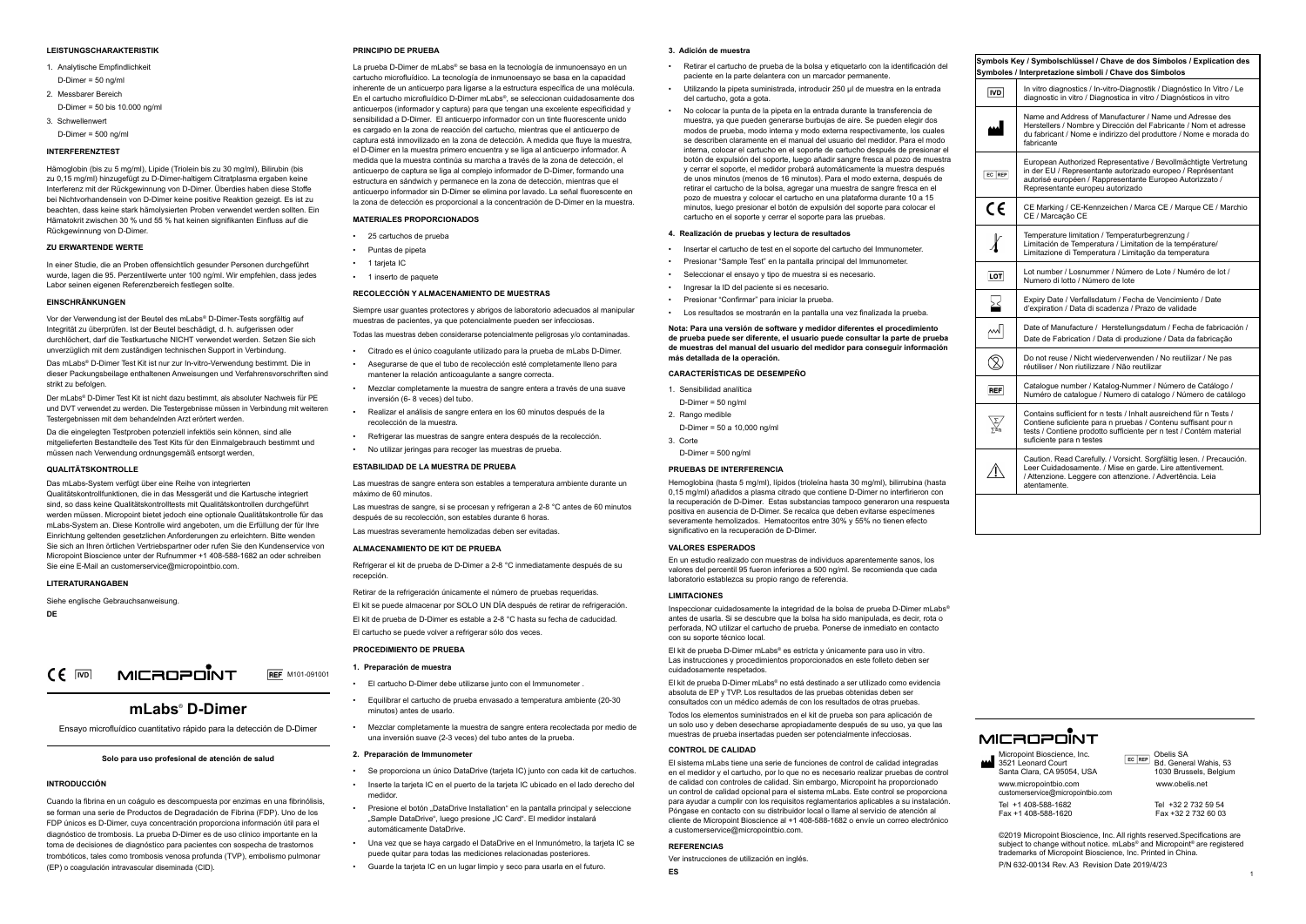## LEISTUNGSCHARAKTERISTIK

1. Analytische Empfindlichkeit

   D-Dimer = 50 ng/ml

2. Messbarer Bereich

   D-Dimer = 50 bis 10.000 ng/ml

3. Schwellenwert

   D-Dimer = 500 ng/ml

## INTERFERENZTEST

Hämoglobin (bis zu 5 mg/ml), Lipide (Triolein bis zu 30 mg/ml), Bilirubin (bis zu 0,15 mg/ml) hinzugefügt zu D-Dimer-haltigem Citratplasma ergaben keine Interferenz mit der Rückgewinnung von D-Dimer. Überdies haben diese Stoffe bei Nichtvorhandensein von D-Dimer keine positive Reaktion gezeigt. Es ist zu beachten, dass keine stark hämolysierten Proben verwendet werden sollten. Ein Hämatokrit zwischen 30 % und 55 % hat keinen signifikanten Einfluss auf die Rückgewinnung von D-Dimer.

## ZU ERWARTENDE WERTE

In einer Studie, die an Proben offensichtlich gesunder Personen durchgeführt wurde, lagen die 95. Perzentilwerte unter 100 ng/ml. Wir empfehlen, dass jedes Labor seinen eigenen Referenzbereich festlegen sollte.

## EINSCHRÄNKUNGEN

Vor der Verwendung ist der Beutel des mLabs® D-Dimer-Tests sorgfältig auf Integrität zu überprüfen. Ist der Beutel beschädigt, d. h. aufgerissen oder durchlöchert, darf die Testkartusche NICHT verwendet werden. Setzen Sie sich unverzüglich mit dem zuständigen technischen Support in Verbindung.

Das mLabs® D-Dimer Test Kit ist nur zur In-vitro-Verwendung bestimmt. Die in dieser Packungsbeilage enthaltenen Anweisungen und Verfahrensvorschriften sind strikt zu befolgen.

Der mLabs® D-Dimer Test Kit ist nicht dazu bestimmt, als absoluter Nachweis für PE und DVT verwendet zu werden. Die Testergebnisse müssen in Verbindung mit weiteren Testergebnissen mit dem behandelnden Arzt erörtert werden.

Da die eingelegten Testproben potenziell infektiös sein können, sind alle mitgelieferten Bestandteile des Test Kits für den Einmalgebrauch bestimmt und müssen nach Verwendung ordnungsgemäß entsorgt werden,

## QUALITÄTSKONTROLLE

Das mLabs-System verfügt über eine Reihe von integrierten Qualitätskontrollfunktionen, die in das Messgerät und die Kartusche integriert sind, so dass keine Qualitätskontrolltests mit Qualitätskontrollen durchgeführt werden müssen. Micropoint bietet jedoch eine optionale Qualitätskontrolle für das mLabs-System an. Diese Kontrolle wird angeboten, um die Erfüllung der für Ihre Einrichtung geltenden gesetzlichen Anforderungen zu erleichtern. Bitte wenden Sie sich an Ihren örtlichen Vertriebspartner oder rufen Sie den Kundenservice von Micropoint Bioscience unter der Rufnummer +1 408-588-1682 an oder schreiben Sie eine E-Mail an customerservice@micropointbio.com.

## LITERATURANGABEN

Siehe englische Gebrauchsanweisung.

**DE**

CE IVD MICROPOINT REF M101-091001

# mLabs® D-Dimer

Ensayo microfluídico cuantitativo rápido para la detección de D-Dimer

**Solo para uso profesional de atención de salud**

## INTRODUCCIÓN

Cuando la fibrina en un coágulo es descompuesta por enzimas en una fibrinólisis, se forman una serie de Productos de Degradación de Fibrina (FDP). Uno de los FDP únicos es D-Dímer, cuya concentración proporciona información útil para el diagnóstico de trombosis. La prueba D-Dimer es de uso clínico importante en la toma de decisiones de diagnóstico para pacientes con sospecha de trastornos trombóticos, tales como trombosis venosa profunda (TVP), embolismo pulmonar (EP) o coagulación intravascular diseminada (CID).

## PRINCIPIO DE PRUEBA

La prueba D-Dimer de mLabs® se basa en la tecnología de inmunoensayo en un cartucho microfluídico. La tecnología de inmunoensayo se basa en la capacidad inherente de un anticuerpo para ligarse a la estructura específica de una molécula. En el cartucho microfluídico D-Dimer mLabs®, se seleccionan cuidadosamente dos anticuerpos (informador y captura) para que tengan una excelente especificidad y sensibilidad a D-Dimer. El anticuerpo informador con un tinte fluorescente unido es cargado en la zona de reacción del cartucho, mientras que el anticuerpo de captura está inmovilizado en la zona de detección. A medida que fluye la muestra, el D-Dimer en la muestra primero encuentra y se liga al anticuerpo informador. A medida que la muestra continúa su marcha a través de la zona de detección, el anticuerpo de captura se liga al complejo informador de D-Dimer, formando una estructura en sándwich y permanece en la zona de detección, mientras que el anticuerpo informador sin D-Dimer se elimina por lavado. La señal fluorescente en la zona de detección es proporcional a la concentración de D-Dimer en la muestra.

## MATERIALES PROPORCIONADOS

- 25 cartuchos de prueba
- Puntas de pipeta
- 1 tarjeta IC
- 1 inserto de paquete

## RECOLECCIÓN Y ALMACENAMIENTO DE MUESTRAS

Siempre usar guantes protectores y abrigos de laboratorio adecuados al manipular muestras de pacientes, ya que potencialmente pueden ser infecciosas.

Todas las muestras deben considerarse potencialmente peligrosas y/o contaminadas.

- Citrado es el único coagulante utilizado para la prueba de mLabs D-Dimer.
- Asegurarse de que el tubo de recolección esté completamente lleno para mantener la relación anticoagulante a sangre correcta.
- Mezclar completamente la muestra de sangre entera a través de una suave inversión (6- 8 veces) del tubo.
- Realizar el análisis de sangre entera en los 60 minutos después de la recolección de la muestra.
- Refrigerar las muestras de sangre entera después de la recolección.
- No utilizar jeringas para recoger las muestras de prueba.

## ESTABILIDAD DE LA MUESTRA DE PRUEBA

Las muestras de sangre entera son estables a temperatura ambiente durante un máximo de 60 minutos.

Las muestras de sangre, si se procesan y refrigeran a 2-8 °C antes de 60 minutos después de su recolección, son estables durante 6 horas.

Las muestras severamente hemolizadas deben ser evitadas.

## ALMACENAMIENTO DE KIT DE PRUEBA

Refrigerar el kit de prueba de D-Dimer a 2-8 °C inmediatamente después de su recepción.

Retirar de la refrigeración únicamente el número de pruebas requeridas.

El kit se puede almacenar por SOLO UN DÍA después de retirar de refrigeración.

El kit de prueba de D-Dimer es estable a 2-8 °C hasta su fecha de caducidad.

El cartucho se puede volver a refrigerar sólo dos veces.

## PROCEDIMIENTO DE PRUEBA

### 1. Preparación de muestra

- El cartucho D-Dimer debe utilizarse junto con el Immunometer .
- Equilibrar el cartucho de prueba envasado a temperatura ambiente (20-30 minutos) antes de usarlo.
- Mezclar completamente la muestra de sangre entera recolectada por medio de una inversión suave (2-3 veces) del tubo antes de la prueba.

### 2. Preparación de Immunometer

- Se proporciona un único DataDrive (tarjeta IC) junto con cada kit de cartuchos.
- Inserte la tarjeta IC en el puerto de la tarjeta IC ubicado en el lado derecho del medidor.
- Presione el botón „DataDrive Installation" en la pantalla principal y seleccione „Sample DataDrive", luego presione „IC Card". El medidor instalará automáticamente DataDrive.
- Una vez que se haya cargado el DataDrive en el Inmunómetro, la tarjeta IC se puede quitar para todas las mediciones relacionadas posteriores.
- Guarde la tarjeta IC en un lugar limpio y seco para usarla en el futuro.

### 3. Adición de muestra

- Retirar el cartucho de prueba de la bolsa y etiquetarlo con la identificación del paciente en la parte delantera con un marcador permanente.
- Utilizando la pipeta suministrada, introducir 250 µl de muestra en la entrada del cartucho, gota a gota.
- No colocar la punta de la pipeta en la entrada durante la transferencia de muestra, ya que pueden generarse burbujas de aire. Se pueden elegir dos modos de prueba, modo interna y modo externa respectivamente, los cuales se describen claramente en el manual del usuario del medidor. Para el modo interna, colocar el cartucho en el soporte de cartucho después de presionar el botón de expulsión del soporte, luego añadir sangre fresca al pozo de muestra y cerrar el soporte, el medidor probará automáticamente la muestra después de unos minutos (menos de 16 minutos). Para el modo externa, después de retirar el cartucho de la bolsa, agregar una muestra de sangre fresca en el pozo de muestra y colocar el cartucho en una plataforma durante 10 a 15 minutos, luego presionar el botón de expulsión del soporte para colocar el cartucho en el soporte y cerrar el soporte para las pruebas.

### 4. Realización de pruebas y lectura de resultados

- Insertar el cartucho de test en el soporte del cartucho del Immunometer.
- Presionar "Sample Test" en la pantalla principal del Immunometer.
- Seleccionar el ensayo y tipo de muestra si es necesario.
- Ingresar la ID del paciente si es necesario.
- Presionar "Confirmar" para iniciar la prueba.
- Los resultados se mostrarán en la pantalla una vez finalizada la prueba.

**Nota: Para una versión de software y medidor diferentes el procedimiento de prueba puede ser diferente, el usuario puede consultar la parte de prueba de muestras del manual del usuario del medidor para conseguir información más detallada de la operación.**

## CARACTERÍSTICAS DE DESEMPEÑO

1. Sensibilidad analítica

   D-Dimer = 50 ng/ml

2. Rango medible

   D-Dimer = 50 a 10,000 ng/ml

3. Corte

   D-Dimer = 500 ng/ml

## PRUEBAS DE INTERFERENCIA

Hemoglobina (hasta 5 mg/ml), lípidos (trioleína hasta 30 mg/ml), bilirrubina (hasta 0,15 mg/ml) añadidos a plasma citrado que contiene D-Dimer no interfirieron con la recuperación de D-Dimer. Estas substancias tampoco generaron una respuesta positiva en ausencia de D-Dimer. Se recalca que deben evitarse especímenes severamente hemolizados. Hematocritos entre 30% y 55% no tienen efecto significativo en la recuperación de D-Dimer.

## VALORES ESPERADOS

En un estudio realizado con muestras de individuos aparentemente sanos, los valores del percentil 95 fueron inferiores a 500 ng/ml. Se recomienda que cada laboratorio establezca su propio rango de referencia.

## LIMITACIONES

Inspeccionar cuidadosamente la integridad de la bolsa de prueba D-Dimer mLabs® antes de usarla. Si se descubre que la bolsa ha sido manipulada, es decir, rota o perforada, NO utilizar el cartucho de prueba. Ponerse de inmediato en contacto con su soporte técnico local.

El kit de prueba D-Dimer mLabs® es estricta y únicamente para uso in vitro. Las instrucciones y procedimientos proporcionados en este folleto deben ser cuidadosamente respetados.

El kit de prueba D-Dimer mLabs® no está destinado a ser utilizado como evidencia absoluta de EP y TVP. Los resultados de las pruebas obtenidas deben ser consultados con un médico además de con los resultados de otras pruebas.

Todos los elementos suministrados en el kit de prueba son para aplicación de un solo uso y deben desecharse apropiadamente después de su uso, ya que las muestras de prueba insertadas pueden ser potencialmente infecciosas.

## CONTROL DE CALIDAD

El sistema mLabs tiene una serie de funciones de control de calidad integradas en el medidor y el cartucho, por lo que no es necesario realizar pruebas de control de calidad con controles de calidad. Sin embargo, Micropoint ha proporcionado un control de calidad opcional para el sistema mLabs. Este control se proporciona para ayudar a cumplir con los requisitos reglamentarios aplicables a su instalación. Póngase en contacto con su distribuidor local o llame al servicio de atención al cliente de Micropoint Bioscience al +1 408-588-1682 o envíe un correo electrónico a customerservice@micropointbio.com.

## REFERENCIAS

Ver instrucciones de utilización en inglés.

**ES**

**Symbols Key / Symbolschlüssel / Chave de dos Símbolos / Explication des Symboles / Interpretazione simboli / Chave dos Símbolos**

| Symbol | Meaning |
|---|---|
| IVD | In vitro diagnostics / In-vitro-Diagnostik / Diagnóstico In Vitro / Le diagnostic in vitro / Diagnostica in vitro / Diagnósticos in vitro |
| (Manufacturer) | Name and Address of Manufacturer / Name und Adresse des Herstellers / Nombre y Dirección del Fabricante / Nom et adresse du fabricant / Nome e indirizzo del produttore / Nome e morada do fabricante |
| EC REP | European Authorized Representative / Bevollmächtigte Vertretung in der EU / Representante autorizado europeo / Représentant autorisé européen / Rappresentante Europeo Autorizzato / Representante europeu autorizado |
| CE | CE Marking / CE-Kennzeichen / Marca CE / Marque CE / Marchio CE / Marcação CE |
| (Temperature) | Temperature limitation / Temperaturbegrenzung / Limitación de Temperatura / Limitation de la température/ Limitazione di Temperatura / Limitação da temperatura |
| LOT | Lot number / Losnummer / Número de Lote / Numéro de lot / Numero di lotto / Número de lote |
| (Expiry) | Expiry Date / Verfallsdatum / Fecha de Vencimiento / Date d'expiration / Data di scadenza / Prazo de validade |
| (Date of Manufacture) | Date of Manufacture / Herstellungsdatum / Fecha de fabricación / Date de Fabrication / Data di produzione / Data da fabricação |
| (Do not reuse) | Do not reuse / Nicht wiederverwenden / No reutilizar / Ne pas réutiliser / Non riutilizzare / Não reutilizar |
| REF | Catalogue number / Katalog-Nummer / Número de Catálogo / Numéro de catalogue / Numero di catalogo / Número de catálogo |
| Σn | Contains sufficient for n tests / Inhalt ausreichend für n Tests / Contiene suficiente para n pruebas / Contenu suffisant pour n tests / Contiene prodotto sufficiente per n test / Contém material suficiente para n testes |
| (Caution) | Caution. Read Carefully. / Vorsicht. Sorgfältig lesen. / Precaución. Leer Cuidadosamente. / Mise en garde. Lire attentivement. / Attenzione. Leggere con attenzione. / Advertência. Leia atentamente. |

MICROPOINT

Micropoint Bioscience, Inc.
3521 Leonard Court
Santa Clara, CA 95054, USA
www.micropointbio.com
customerservice@micropointbio.com
Tel +1 408-588-1682
Fax +1 408-588-1620

EC REP Obelis SA
Bd. General Wahis, 53
1030 Brussels, Belgium
www.obelis.net
Tel +32 2 732 59 54
Fax +32 2 732 60 03

©2019 Micropoint Bioscience, Inc. All rights reserved.Specifications are subject to change without notice. mLabs® and Micropoint® are registered trademarks of Micropoint Bioscience, Inc. Printed in China.

P/N 632-00134 Rev. A3 Revision Date 2019/4/23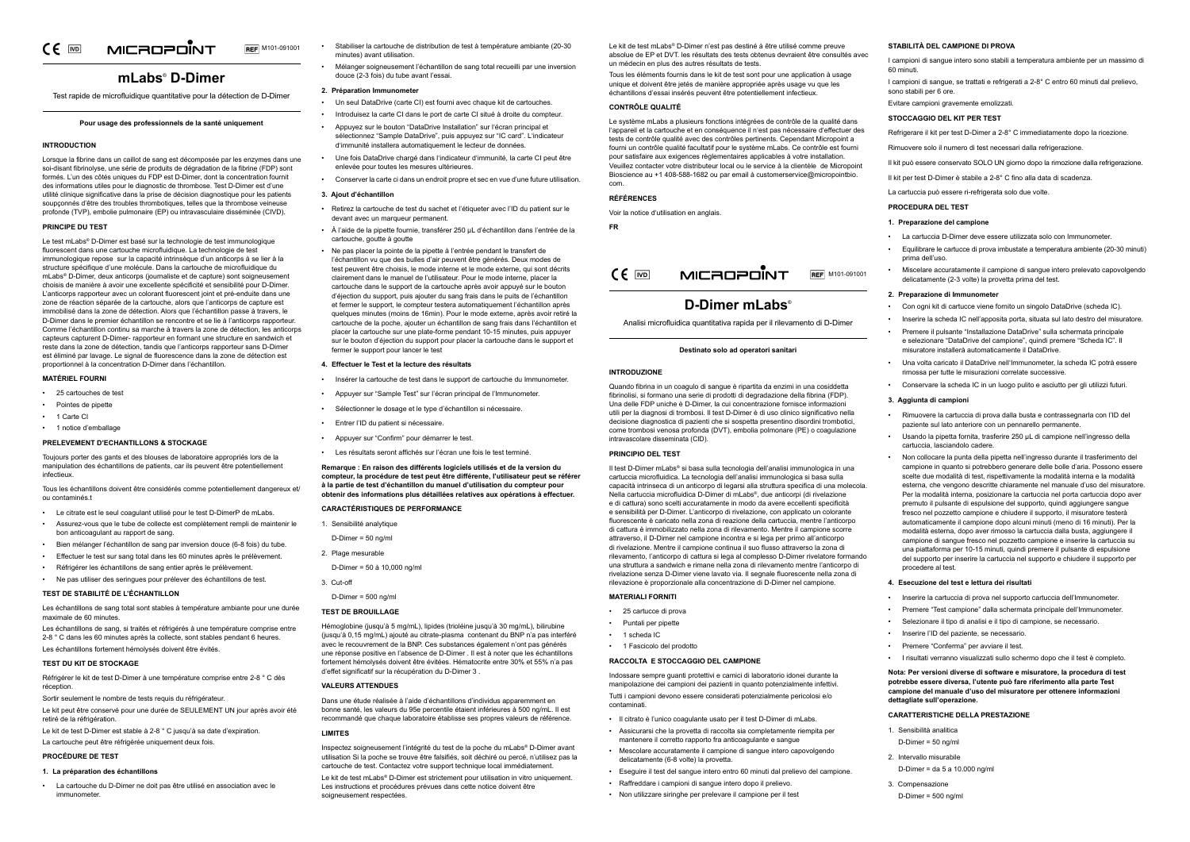CE IVD MICROPOINT REF M101-091001

# mLabs® D-Dimer

Test rapide de microfluidique quantitative pour la détection de D-Dimer

**Pour usage des professionnels de la santé uniquement**

### INTRODUCTION

Lorsque la fibrine dans un caillot de sang est décomposée par les enzymes dans une soi-disant fibrinolyse, une série de produits de dégradation de la fibrine (FDP) sont formés. L'un des côtés uniques du FDP est D-Dimer, dont la concentration fournit des informations utiles pour le diagnostic de thrombose. Test D-Dimer est d'une utilité clinique significative dans la prise de décision diagnostique pour les patients soupçonnés d'être des troubles thrombotiques, telles que la thrombose veineuse profonde (TVP), embolie pulmonaire (EP) ou intravasculaire disséminée (CIVD).

### PRINCIPE DU TEST

Le test mLabs® D-Dimer est basé sur la technologie de test immunologique fluorescent dans une cartouche microfluidique. La technologie de test immunologique repose sur la capacité intrinsèque d'un anticorps à se lier à la structure spécifique d'une molécule. Dans la cartouche de microfluidique du mLabs® D-Dimer, deux anticorps (journaliste et de capture) sont soigneusement choisis de manière à avoir une excellente spécificité et sensibilité pour D-Dimer. L'anticorps rapporteur avec un colorant fluorescent joint et pré-enduite dans une zone de réaction séparée de la cartouche, alors que l'anticorps de capture est immobilisé dans la zone de détection. Alors que l'échantillon passe à travers, le D-Dimer dans le premier échantillon se rencontre et se lie à l'anticorps rapporteur. Comme l'échantillon continu sa marche à travers la zone de détection, les anticorps capteurs capturent D-Dimer- rapporteur en formant une structure en sandwich et reste dans la zone de détection, tandis que l'anticorps rapporteur sans D-Dimer est éliminé par lavage. Le signal de fluorescence dans la zone de détection est proportionnel à la concentration D-Dimer dans l'échantillon.

### MATÉRIEL FOURNI

- 25 cartouches de test
- Pointes de pipette
- 1 Carte CI
- 1 notice d'emballage

### PRELEVEMENT D'ECHANTILLONS & STOCKAGE

Toujours porter des gants et des blouses de laboratoire appropriés lors de la manipulation des échantillons de patients, car ils peuvent être potentiellement infectieux.

Tous les échantillons doivent être considérés comme potentiellement dangereux et/ ou contaminés.t

- Le citrate est le seul coagulant utilisé pour le test D-DimerP de mLabs.
- Assurez-vous que le tube de collecte est complètement rempli de maintenir le bon anticoagulant au rapport de sang.
- Bien mélanger l'échantillon de sang par inversion douce (6-8 fois) du tube.
- Effectuer le test sur sang total dans les 60 minutes après le prélèvement.
- Réfrigérer les échantillons de sang entier après le prélèvement.
- Ne pas utiliser des seringues pour prélever des échantillons de test.

### TEST DE STABILITÉ DE L'ÉCHANTILLON

Les échantillons de sang total sont stables à température ambiante pour une durée maximale de 60 minutes.

Les échantillons de sang, si traités et réfrigérés à une température comprise entre 2-8 ° C dans les 60 minutes après la collecte, sont stables pendant 6 heures.

Les échantillons fortement hémolysés doivent être évités.

### TEST DU KIT DE STOCKAGE

Réfrigérer le kit de test D-Dimer à une température comprise entre 2-8 ° C dès réception.

Sortir seulement le nombre de tests requis du réfrigérateur.

Le kit peut être conservé pour une durée de SEULEMENT UN jour après avoir été retiré de la réfrigération.

Le kit de test D-Dimer est stable à 2-8 ° C jusqu'à sa date d'expiration.

La cartouche peut être réfrigérée uniquement deux fois.

### PROCÉDURE DE TEST

#### 1. La préparation des échantillons

- La cartouche du D-Dimer ne doit pas être utilisé en association avec le immunometer.
- Stabiliser la cartouche de distribution de test à température ambiante (20-30 minutes) avant utilisation.
- Mélanger soigneusement l'échantillon de sang total recueilli par une inversion douce (2-3 fois) du tube avant l'essai.

#### 2. Préparation Immunometer

- Un seul DataDrive (carte CI) est fourni avec chaque kit de cartouches.
- Introduisez la carte CI dans le port de carte CI situé à droite du compteur.
- Appuyez sur le bouton "DataDrive Installation" sur l'écran principal et sélectionnez "Sample DataDrive", puis appuyez sur "IC card". L'indicateur d'immunité installera automatiquement le lecteur de données.
- Une fois DataDrive chargé dans l'indicateur d'immunité, la carte CI peut être enlevée pour toutes les mesures ultérieures.
- Conserver la carte ci dans un endroit propre et sec en vue d'une future utilisation.

#### 3. Ajout d'échantillon

- Retirez la cartouche de test du sachet et l'étiqueter avec l'ID du patient sur le devant avec un marqueur permanent.
- À l'aide de la pipette fournie, transférer 250 µL d'échantillon dans l'entrée de la cartouche, goutte à goutte
- Ne pas placer la pointe de la pipette à l'entrée pendant le transfert de l'échantillon vu que des bulles d'air peuvent être générés. Deux modes de test peuvent être choisis, le mode interne et le mode externe, qui sont décrits clairement dans le manuel de l'utilisateur. Pour le mode interne, placer la cartouche dans le support de la cartouche après avoir appuyé sur le bouton d'éjection du support, puis ajouter du sang frais dans le puits de l'échantillon et fermer le support, le compteur testera automatiquement l'échantillon après quelques minutes (moins de 16min). Pour le mode externe, après avoir retiré la cartouche de la poche, ajouter un échantillon de sang frais dans l'échantillon et placer la cartouche sur une plate-forme pendant 10-15 minutes, puis appuyer sur le bouton d'éjection du support pour placer la cartouche dans le support et fermer le support pour lancer le test

#### 4. Effectuer le Test et la lecture des résultats

- Insérer la cartouche de test dans le support de cartouche du Immunometer.
- Appuyer sur "Sample Test" sur l'écran principal de l'Immunometer.
- Sélectionner le dosage et le type d'échantillon si nécessaire.
- Entrer l'ID du patient si nécessaire.
- Appuyer sur "Confirm" pour démarrer le test.
- Les résultats seront affichés sur l'écran une fois le test terminé.

**Remarque : En raison des différents logiciels utilisés et de la version du compteur, la procédure de test peut être différente, l'utilisateur peut se référer à la partie de test d'échantillon du manuel d'utilisation du compteur pour obtenir des informations plus détaillées relatives aux opérations à effectuer.**

### CARACTÉRISTIQUES DE PERFORMANCE

1. Sensibilité analytique

   D-Dimer = 50 ng/ml

2. Plage mesurable

   D-Dimer = 50 à 10,000 ng/ml

3. Cut-off

   D-Dimer = 500 ng/ml

### TEST DE BROUILLAGE

Hémoglobine (jusqu'à 5 mg/mL), lipides (trioléine jusqu'à 30 mg/mL), bilirubine (jusqu'à 0,15 mg/mL) ajouté au citrate-plasma contenant du BNP n'a pas interféré avec le recouvrement de la BNP. Ces substances également n'ont pas générés une réponse positive en l'absence de D-Dimer . Il est à noter que les échantillons fortement hémolysés doivent être évitées. Hématocrite entre 30% et 55% n'a pas d'effet significatif sur la récupération du D-Dimer 3 .

### VALEURS ATTENDUES

Dans une étude réalisée à l'aide d'échantillons d'individus apparemment en bonne santé, les valeurs du 95e percentile étaient inférieures à 500 ng/mL. Il est recommandé que chaque laboratoire établisse ses propres valeurs de référence.

### LIMITES

Inspectez soigneusement l'intégrité du test de la poche du mLabs® D-Dimer avant utilisation Si la poche se trouve être falsifiés, soit déchiré ou percé, n'utilisez pas la cartouche de test. Contactez votre support technique local immédiatement.

Le kit de test mLabs® D-Dimer est strictement pour utilisation in vitro uniquement. Les instructions et procédures prévues dans cette notice doivent être soigneusement respectées.

Le kit de test mLabs® D-Dimer n'est pas destiné à être utilisé comme preuve absolue de EP et DVT. les résultats des tests obtenus devraient être consultés avec un médecin en plus des autres résultats de tests.

Tous les éléments fournis dans le kit de test sont pour une application à usage unique et doivent être jetés de manière appropriée après usage vu que les échantillons d'essai insérés peuvent être potentiellement infectieux.

### CONTRÔLE QUALITÉ

Le système mLabs a plusieurs fonctions intégrées de contrôle de la qualité dans l'appareil et la cartouche et en conséquence il n'est pas nécessaire d'effectuer des tests de contrôle qualité avec des contrôles pertinents. Cependant Micropoint a fourni un contrôle qualité facultatif pour le système mLabs. Ce contrôle est fourni pour satisfaire aux exigences réglementaires applicables à votre installation. Veuillez contacter votre distributeur local ou le service à la clientèle de Micropoint Bioscience au +1 408-588-1682 ou par email à customerservice@micropointbio.com.

### RÉFÉRENCES

Voir la notice d'utilisation en anglais.

**FR**

CE IVD MICROPOINT REF M101-091001

# D-Dimer mLabs®

Analisi microfluidica quantitativa rapida per il rilevamento di D-Dimer

**Destinato solo ad operatori sanitari**

### INTRODUZIONE

Quando fibrina in un coagulo di sangue è ripartita da enzimi in una cosiddetta fibrinolisi, si formano una serie di prodotti di degradazione della fibrina (FDP). Una delle FDP uniche è D-Dimer, la cui concentrazione fornisce informazioni utili per la diagnosi di trombosi. Il test D-Dimer è di uso clinico significativo nella decisione diagnostica di pazienti che si sospetta presentino disordini trombotici, come trombosi venosa profonda (DVT), embolia polmonare (PE) o coagulazione intravascolare disseminata (CID).

### PRINCIPIO DEL TEST

Il test D-Dimer mLabs® si basa sulla tecnologia dell'analisi immunologica in una cartuccia microfluidica. La tecnologia dell'analisi immunologica si basa sulla capacità intrinseca di un anticorpo di legarsi alla struttura specifica di una molecola. Nella cartuccia microfluidica D-Dimer di mLabs®, due anticorpi (di rivelazione e di cattura) sono scelti accuratamente in modo da avere eccellenti specificità e sensibilità per D-Dimer. L'anticorpo di rivelazione, con applicato un colorante fluorescente è caricato nella zona di reazione della cartuccia, mentre l'anticorpo di cattura è immobilizzato nella zona di rilevamento. Mentre il campione scorre attraverso, il D-Dimer nel campione incontra e si lega per primo all'anticorpo di rivelazione. Mentre il campione continua il suo flusso attraverso la zona di rilevamento, l'anticorpo di cattura si lega al complesso D-Dimer rivelatore formando una struttura a sandwich e rimane nella zona di rilevamento mentre l'anticorpo di rivelazione senza D-Dimer viene lavato via. Il segnale fluorescente nella zona di rilevazione è proporzionale alla concentrazione di D-Dimer nel campione.

### MATERIALI FORNITI

- 25 cartucce di prova
- Puntali per pipette
- 1 scheda IC
- 1 Fascicolo del prodotto

### RACCOLTA E STOCCAGGIO DEL CAMPIONE

Indossare sempre guanti protettivi e camici di laboratorio idonei durante la manipolazione dei campioni dei pazienti in quanto potenzialmente infettivi.

Tutti i campioni devono essere considerati potenzialmente pericolosi e/o contaminati.

- Il citrato è l'unico coagulante usato per il test D-Dimer di mLabs.
- Assicurarsi che la provetta di raccolta sia completamente riempita per mantenere il corretto rapporto fra anticoagulante e sangue
- Mescolare accuratamente il campione di sangue intero capovolgendo delicatamente (6-8 volte) la provetta.
- Eseguire il test del sangue intero entro 60 minuti dal prelievo del campione.
- Raffreddare i campioni di sangue intero dopo il prelievo.
- Non utilizzare siringhe per prelevare il campione per il test

### STABILITÀ DEL CAMPIONE DI PROVA

I campioni di sangue intero sono stabili a temperatura ambiente per un massimo di 60 minuti.

I campioni di sangue, se trattati e refrigerati a 2-8° C entro 60 minuti dal prelievo, sono stabili per 6 ore.

Evitare campioni gravemente emolizzati.

### STOCCAGGIO DEL KIT PER TEST

Refrigerare il kit per test D-Dimer a 2-8° C immediatamente dopo la ricezione.

Rimuovere solo il numero di test necessari dalla refrigerazione.

Il kit può essere conservato SOLO UN giorno dopo la rimozione dalla refrigerazione.

Il kit per test D-Dimer è stabile a 2-8° C fino alla data di scadenza.

La cartuccia può essere ri-refrigerata solo due volte.

### PROCEDURA DEL TEST

#### 1. Preparazione del campione

- La cartuccia D-Dimer deve essere utilizzata solo con Immunometer.
- Equilibrare le cartucce di prova imbustate a temperatura ambiente (20-30 minuti) prima dell'uso.
- Miscelare accuratamente il campione di sangue intero prelevato capovolgendo delicatamente (2-3 volte) la provetta prima del test.

#### 2. Preparazione di Immunometer

- Con ogni kit di cartucce viene fornito un singolo DataDrive (scheda IC).
- Inserire la scheda IC nell'apposita porta, situata sul lato destro del misuratore.
- Premere il pulsante "Installazione DataDrive" sulla schermata principale e selezionare "DataDrive del campione", quindi premere "Scheda IC". Il misuratore installerà automaticamente il DataDrive.
- Una volta caricato il DataDrive nell'Immunometer, la scheda IC potrà essere rimossa per tutte le misurazioni correlate successive.
- Conservare la scheda IC in un luogo pulito e asciutto per gli utilizzi futuri.

#### 3. Aggiunta di campioni

- Rimuovere la cartuccia di prova dalla busta e contrassegnarla con l'ID del paziente sul lato anteriore con un pennarello permanente.
- Usando la pipetta fornita, trasferire 250 µL di campione nell'ingresso della cartuccia, lasciandolo cadere.
- Non collocare la punta della pipetta nell'ingresso durante il trasferimento del campione in quanto si potrebbero generare delle bolle d'aria. Possono essere scelte due modalità di test, rispettivamente la modalità interna e la modalità esterna, che vengono descritte chiaramente nel manuale d'uso del misuratore. Per la modalità interna, posizionare la cartuccia nel porta cartuccia dopo aver premuto il pulsante di espulsione del supporto, quindi aggiungere sangue fresco nel pozzetto campione e chiudere il supporto, il misuratore testerà automaticamente il campione dopo alcuni minuti (meno di 16 minuti). Per la modalità esterna, dopo aver rimosso la cartuccia dalla busta, aggiungere il campione di sangue fresco nel pozzetto campione e inserire la cartuccia su una piattaforma per 10-15 minuti, quindi premere il pulsante di espulsione del supporto per inserire la cartuccia nel supporto e chiudere il supporto per procedere al test.

#### 4. Esecuzione del test e lettura dei risultati

- Inserire la cartuccia di prova nel supporto cartuccia dell'Immunometer.
- Premere "Test campione" dalla schermata principale dell'Immunometer.
- Selezionare il tipo di analisi e il tipo di campione, se necessario.
- Inserire l'ID del paziente, se necessario.
- Premere "Conferma" per avviare il test.
- I risultati verranno visualizzati sullo schermo dopo che il test è completo.

**Nota: Per versioni diverse di software e misuratore, la procedura di test potrebbe essere diversa, l'utente può fare riferimento alla parte Test campione del manuale d'uso del misuratore per ottenere informazioni dettagliate sull'operazione.**

### CARATTERISTICHE DELLA PRESTAZIONE

1. Sensibilità analitica

   D-Dimer = 50 ng/ml

2. Intervallo misurabile

   D-Dimer = da 5 a 10.000 ng/ml

3. Compensazione

   D-Dimer = 500 ng/ml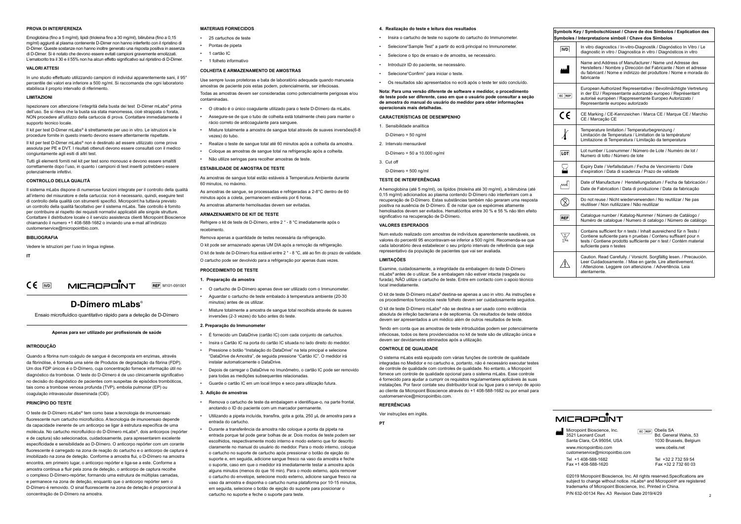### PROVA DI INTERFERENZA

Emoglobina (fino a 5 mg/ml), lipidi (trioleina fino a 30 mg/ml), bilirubina (fino a 0,15 mg/ml) aggiunti al plasma contenente D-Dimer non hanno interferito con il ripristino di D-Dimer. Queste sostanze non hanno inoltre generato una risposta positiva in assenza di D-Dimer. Si è notato che devono essere evitati campioni gravemente emolizzati. L'ematocrito tra il 30 e il 55% non ha alcun effetto significativo sul ripristino di D-Dimer.

### VALORI ATTESI

In uno studio effettuato utilizzando campioni di individui apparentemente sani, il 95° percentile dei valori era inferiore a 500 ng/ml. Si raccomanda che ogni laboratorio stabilisca il proprio intervallo di riferimento.

### LIMITAZIONI

Ispezionare con attenzione l'integrità della busta dei test D-Dimer mLabs® prima dell'uso. Se si rileva che la busta sia stata manomessa, cioè strappata o forata, NON procedere all'utilizzo della cartuccia di prova. Contattare immediatamente il supporto tecnico locale.

Il kit per test D-Dimer mLabs® è strettamente per uso in vitro. Le istruzioni e le procedure fornite in questo inserto devono essere attentamente rispettate.

Il kit per test D-Dimer mLabs® non è destinato ad essere utilizzato come prova assoluta per PE e DVT. I risultati ottenuti devono essere consultati con il medico congiuntamente agli esiti di altri test.

Tutti gli elementi forniti nel kit per test sono monouso e devono essere smaltiti correttamente dopo l'uso, in quanto i campioni di test inseriti potrebbero essere potenzialmente infettivi.

### CONTROLLO DELLA QUALITÀ

Il sistema mLabs dispone di numerose funzioni integrate per il controllo della qualità all'interno del misuratore e della cartuccia: non è necessario, quindi, eseguire test di controllo della qualità con strumenti specifici. Micropoint ha tuttavia previsto un controllo della qualità facoltativo per il sistema mLabs. Tale controllo è fornito per contribuire al rispetto dei requisiti normativi applicabili alle singole strutture. Contattare il distributore locale o il servizio assistenza clienti Micropoint Bioscience chiamando il numero +1 408-588-1682 o inviando una e-mail all'indirizzo customerservice@micropointbio.com.

### BIBLIOGRAFIA

Vedere le istruzioni per l'uso in lingua inglese.

**IT**

CE IVD MICROPOINT REF M101-091001

# D-Dímero mLabs®

Ensaio microfluídico quantitativo rápido para a deteção de D-Dímero

**Apenas para ser utilizado por profissionais de saúde**

### INTRODUÇÃO

Quando a fibrina num coágulo de sangue é decomposta em enzimas, através da fibrinólise, é formada uma série de Produtos de degradação da fibrina (FDP). Um dos FDP únicos é o D-Dímero, cuja concentração fornece informação útil no diagnóstico da trombose. O teste do D-Dímero é de uso clinicamente significativo no decisão do diagnóstico de pacientes com suspeitas de episódios trombóticos, tais como a trombose venosa profunda (TVP), embolia pulmonar (EP) ou coagulação intravascular disseminada (CID).

### PRINCÍPIO DO TESTE

O teste de D-Dímero mLabs® tem como base a tecnologia de imunoensaio fluorescente num cartucho microfluídico. A tecnologia de imunoensaio depende da capacidade inerente de um anticorpo se ligar à estrutura específica de uma molécula. No cartucho microfluídico do D-Dímero mLabs®, dois anticorpos (repórter e de captura) são selecionados, cuidadosamente, para apresentarem excelente especificidade e sensibilidade ao D-Dímero. O anticorpo repórter com um corante fluorescente é carregado na zona de reação do cartucho e o anticorpo de captura é imobilizado na zona de deteção. Conforme a amostra flui, o D-Dímero na amostra encontra, em primeiro lugar, o anticorpo repórter e liga-se a este. Conforme a amostra continua a fluir pela zona de deteção, o anticorpo de captura recolhe o complexo D-Dímero-repórter, formando uma estrutura de múltiplas camadas, e permanece na zona de deteção, enquanto que o anticorpo repórter sem o D-Dímero é removido. O sinal fluorescente na zona de deteção é proporcional à concentração de D-Dímero na amostra.

### MATERIAIS FORNECIDOS

- 25 cartuchos de teste
- Pontas de pipeta
- 1 cartão IC
- 1 folheto informativo

### COLHEITA E ARMAZENAMENTO DE AMOSTRAS

Use sempre luvas protetoras e bata de laboratório adequada quando manuseia amostras de paciente pois estas podem, potencialmente, ser infeciosas.

Todas as amostras devem ser consideradas como potencialmente perigosas e/ou contaminadas.

- O citrado é o único coagulante utilizado para o teste D-Dímero da mLabs.
- Assegure-se de que o tubo de colheita está totalmente cheio para manter o rácio correto de anticoagulante para sangue.
- Misture totalmente a amostra de sangue total através de suaves inversões(6-8 vezes) do tubo.
- Realize o teste de sangue total até 60 minutos após a colheita da amostra.
- Coloque as amostras de sangue total na refrigeração após a colheita.
- Não utilize seringas para recolher amostras de teste.

### ESTABILIDADE DE AMOSTRA DE TESTE

As amostras de sangue total estão estáveis à Temperatura Ambiente durante 60 minutos, no máximo.

As amostras de sangue, se processadas e refrigeradas a 2-8°C dentro de 60 minutos após a coleta, permanecem estáveis por 6 horas.

As amostras altamente hemolisadas devem ser evitadas.

### ARMAZENAMENTO DE KIT DE TESTE

Refrigere o kit de teste de D-Dímero, entre 2 ° - 8 °C imediatamente após o recebimento.

Remova apenas a quantidade de testes necessária da refrigeração.

O kit pode ser armazenado apenas UM DIA após a remoção da refrigeração.

O kit de teste de D-Dímero fica estável entre 2 ° - 8 °C, até ao fim do prazo de validade.

O cartucho pode ser devolvido para a refrigeração por apenas duas vezes.

### PROCEDIMENTO DE TESTE

#### 1. Preparação da amostra

- O cartucho de D-Dímero apenas deve ser utilizado com o Immunometer.
- Aguardar o cartucho de teste embalado à temperatura ambiente (20-30 minutos) antes de os utilizar.
- Misture totalmente a amostra de sangue total recolhida através de suaves inversões (2-3 vezes) do tubo antes do teste.

#### 2. Preparação do Immunometer

- É fornecido um DataDrive (cartão IC) com cada conjunto de cartuchos.
- Insira o Cartão IC na porta do cartão IC situada no lado direito do medidor.
- Pressione o botão "Instalação do DataDrive" na tela principal e selecione "DataDrive de Amostra", de seguida pressione "Cartão IC". O medidor irá instalar automaticamente o DataDrive.
- Depois de carregar o DataDrive no Imunômetro, o cartão IC pode ser removido para todas as medições subsequentes relacionadas.
- Guarde o cartão IC em um local limpo e seco para utilização futura.

#### 3. Adição de amostras

- Remova o cartucho de teste da embalagem e identifique-o, na parte frontal, anotando o ID do paciente com um marcador permanente.
- Utilizando a pipeta incluída, transfira, gota a gota, 250 µL de amostra para a entrada do cartucho.
- Durante a transferência da amostra não coloque a ponta da pipeta na entrada porque tal pode gerar bolhas de ar. Dois modos de teste podem ser escolhidos, respectivamente modo interno e modo externo que for descrito claramente no manual do usuário do medidor. Para o modo interno, coloque o cartucho no suporte de cartucho após pressionar o botão de ejeção do suporte e, em seguida, adicione sangue fresco na vaso da amostra e feche o suporte, caso em que o medidor irá imediatamente testar a amostra após alguns minutos (menos do que 16 min). Para o modo externo, após remover o cartucho do envelope, selecione modo externo, adicione sangue fresco na vaso da amostra e disponha o cartucho numa plataforma por 10-15 minutos, em seguida, selecione o botão de ejeção do suporte para posicionar o cartucho no suporte e feche o suporte para teste.

#### 4. Realização do teste e leitura dos resultados

- Insira o cartucho de teste no suporte do cartucho do Immunometer.
- Selecione"Sample Test" a partir do ecrã principal no Immunometer.
- Selecione o tipo de ensaio e de amostra, se necessário.
- Introduzir ID do paciente, se necessário.
- Selecione"Confirm" para iniciar o teste.
- Os resultados são apresentados no ecrã após o teste ter sido concluído.

**Nota: Para uma versão diferente de software e medidor, o procedimento de teste pode ser diferente, caso em que o usuário pode consultar a seção de amostra do manual do usuário do medidor para obter informações operacionais mais detalhadas.**

### CARACTERÍSTICAS DE DESEMPENHO

1. Sensibilidade analítica

   D-Dímero = 50 ng/ml

2. Intervalo mensurável

   D-Dímero = 50 a 10.000 ng/ml

3. Cut off

   D-Dímero = 500 ng/ml

### TESTE DE INTERFERÊNCIAS

A hemoglobina (até 5 mg/ml), os lípidos (trioleína até 30 mg/ml), a bilirrubina (até 0,15 mg/ml) adicionados ao plasma contendo D-Dímero não interferiram com a recuperação de D-Dímero. Estas substâncias também não geraram uma resposta positiva na ausência de D-Dímero. É de notar que os espécimes altamente hemolisados devem ser evitados. Hematócritos entre 30 % e 55 % não têm efeito significativo na recuperação de D-Dímero.

### VALORES ESPERADOS

Num estudo realizado com amostras de indivíduos aparentemente saudáveis, os valores do percentil 95 encontravam-se inferior a 500 ng/ml. Recomenda-se que cada laboratório deva estabelecer o seu próprio intervalo de referência que seja representativo da população de pacientes que vai ser avaliada.

### LIMITAÇÕES

Examine, cuidadosamente, a integridade da embalagem do teste D-Dímero mLabs® antes de o utilizar. Se a embalagem não estiver intacta (rasgada ou furada), NÃO utilize o cartucho de teste. Entre em contacto com o apoio técnico local imediatamente.

O kit de teste D-Dímero mLabs® destina-se apenas a uso in vitro. As instruções e os procedimentos fornecidos neste folheto devem ser cuidadosamente seguidos.

O kit de teste D-Dímero mLabs® não se destina a ser usado como evidência absoluta de infeção bacteriana e de septicemia. Os resultados de teste obtidos devem ser apresentados a um médico além de outros resultados de teste.

Tendo em conta que as amostras de teste introduzidas podem ser potencialmente infeciosas, todos os itens providenciados no kit de teste são de utilização única e devem ser devidamente eliminados após a utilização.

### CONTROLE DE QUALIDADE

O sistema mLabs está equipado com várias funções de controle de qualidade integradas no Medidor e no cartucho e, portanto, não é necessário executar testes de controle de qualidade com controles de qualidade. No entanto, a Micropoint fornece um controle de qualidade opcional para o sistema mLabs. Esse controle é fornecido para ajudar a cumprir os requisitos regulamentares aplicáveis às suas instalações. Por favor contate seu distribuidor local ou ligue para o serviço de apoio ao cliente da Micropoint Bioscience através do +1 408-588-1682 ou por email para customerservice@micropointbio.com.

### REFERÊNCIAS

Ver instruções em inglês.

**PT**

**Symbols Key / Symbolschlüssel / Chave de dos Símbolos / Explication des Symboles / Interpretazione simboli / Chave dos Símbolos**

| | |
|---|---|
| IVD | In vitro diagnostics / In-vitro-Diagnostik / Diagnóstico In Vitro / Le diagnostic in vitro / Diagnostica in vitro / Diagnósticos in vitro |
| | Name and Address of Manufacturer / Name und Adresse des Herstellers / Nombre y Dirección del Fabricante / Nom et adresse du fabricant / Nome e indirizzo del produttore / Nome e morada do fabricante |
| EC REP | European Authorized Representative / Bevollmächtigte Vertretung in der EU / Representante autorizado europeo / Représentant autorisé européen / Rappresentante Europeo Autorizzato / Representante europeu autorizado |
| CE | CE Marking / CE-Kennzeichen / Marca CE / Marque CE / Marchio CE / Marcação CE |
| | Temperature limitation / Temperaturbegrenzung / Limitación de Temperatura / Limitation de la température/ Limitazione di Temperatura / Limitação da temperatura |
| LOT | Lot number / Losnummer / Número de Lote / Numéro de lot / Numero di lotto / Número de lote |
| | Expiry Date / Verfallsdatum / Fecha de Vencimiento / Date d'expiration / Data di scadenza / Prazo de validade |
| | Date of Manufacture / Herstellungsdatum / Fecha de fabricación / Date de Fabrication / Data di produzione / Data da fabricação |
| | Do not reuse / Nicht wiederverwenden / No reutilizar / Ne pas réutiliser / Non riutilizzare / Não reutilizar |
| REF | Catalogue number / Katalog-Nummer / Número de Catálogo / Numéro de catalogue / Numero di catalogo / Número de catálogo |
| Σ n | Contains sufficient for n tests / Inhalt ausreichend für n Tests / Contiene suficiente para n pruebas / Contenu suffisant pour n tests / Contiene prodotto sufficiente per n test / Contém material suficiente para n testes |
| | Caution. Read Carefully. / Vorsicht. Sorgfältig lesen. / Precaución. Leer Cuidadosamente. / Mise en garde. Lire attentivement. / Attenzione. Leggere con attenzione. / Advertência. Leia atentamente. |

MICROPOINT

Micropoint Bioscience, Inc.
3521 Leonard Court
Santa Clara, CA 95054, USA
www.micropointbio.com
customerservice@micropointbio.com
Tel +1 408-588-1682
Fax +1 408-588-1620

EC REP Obelis SA
Bd. General Wahis, 53
1030 Brussels, Belgium
www.obelis.net
Tel +32 2 732 59 54
Fax +32 2 732 60 03

©2019 Micropoint Bioscience, Inc. All rights reserved.Specifications are subject to change without notice. mLabs® and Micropoint® are registered trademarks of Micropoint Bioscience, Inc. Printed in China.

P/N 632-00134 Rev. A3 Revision Date 2019/4/29